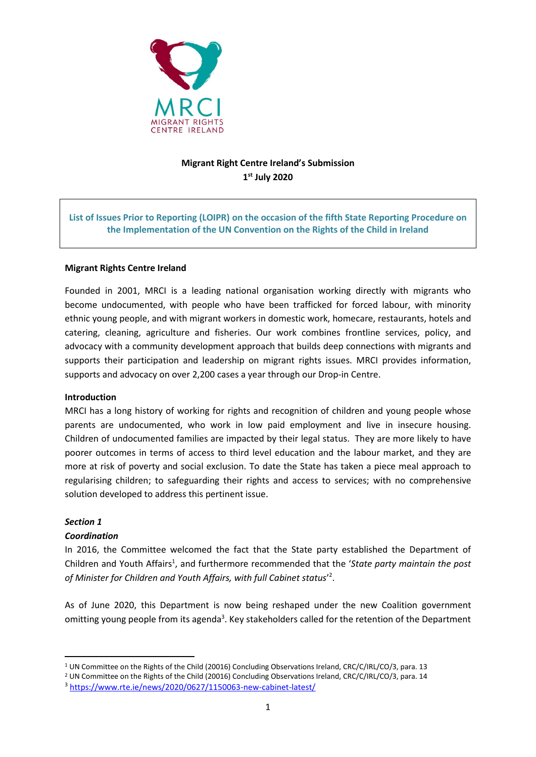**Migrant Right Centre Ireland's Submission**
**1st July 2020**

**List of Issues Prior to Reporting (LOIPR) on the occasion of the fifth State Reporting Procedure on the Implementation of the UN Convention on the Rights of the Child in Ireland**

**Migrant Rights Centre Ireland**

Founded in 2001, MRCI is a leading national organisation working directly with migrants who become undocumented, with people who have been trafficked for forced labour, with minority ethnic young people, and with migrant workers in domestic work, homecare, restaurants, hotels and catering, cleaning, agriculture and fisheries. Our work combines frontline services, policy, and advocacy with a community development approach that builds deep connections with migrants and supports their participation and leadership on migrant rights issues. MRCI provides information, supports and advocacy on over 2,200 cases a year through our Drop-in Centre.

**Introduction**

MRCI has a long history of working for rights and recognition of children and young people whose parents are undocumented, who work in low paid employment and live in insecure housing. Children of undocumented families are impacted by their legal status. They are more likely to have poorer outcomes in terms of access to third level education and the labour market, and they are more at risk of poverty and social exclusion. To date the State has taken a piece meal approach to regularising children; to safeguarding their rights and access to services; with no comprehensive solution developed to address this pertinent issue.

***Section 1***

***Coordination***

In 2016, the Committee welcomed the fact that the State party established the Department of Children and Youth Affairs[1], and furthermore recommended that the '*State party maintain the post of Minister for Children and Youth Affairs, with full Cabinet status*'[2].

As of June 2020, this Department is now being reshaped under the new Coalition government omitting young people from its agenda[3]. Key stakeholders called for the retention of the Department

[1] UN Committee on the Rights of the Child (20016) Concluding Observations Ireland, CRC/C/IRL/CO/3, para. 13
[2] UN Committee on the Rights of the Child (20016) Concluding Observations Ireland, CRC/C/IRL/CO/3, para. 14
[3] https://www.rte.ie/news/2020/0627/1150063-new-cabinet-latest/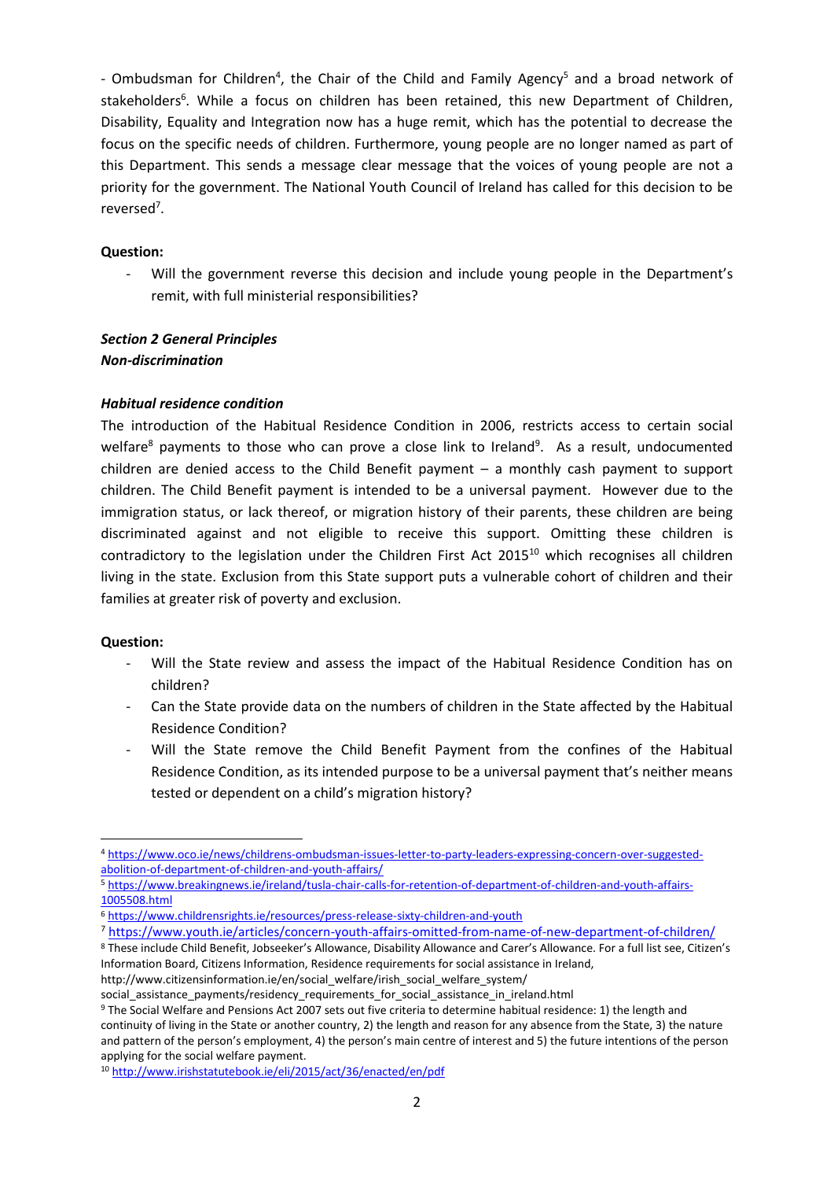- Ombudsman for Children[4], the Chair of the Child and Family Agency[5] and a broad network of stakeholders[6]. While a focus on children has been retained, this new Department of Children, Disability, Equality and Integration now has a huge remit, which has the potential to decrease the focus on the specific needs of children. Furthermore, young people are no longer named as part of this Department. This sends a message clear message that the voices of young people are not a priority for the government. The National Youth Council of Ireland has called for this decision to be reversed[7].

**Question:**

- Will the government reverse this decision and include young people in the Department's remit, with full ministerial responsibilities?

***Section 2 General Principles***
***Non-discrimination***

***Habitual residence condition***

The introduction of the Habitual Residence Condition in 2006, restricts access to certain social welfare[8] payments to those who can prove a close link to Ireland[9]. As a result, undocumented children are denied access to the Child Benefit payment – a monthly cash payment to support children. The Child Benefit payment is intended to be a universal payment. However due to the immigration status, or lack thereof, or migration history of their parents, these children are being discriminated against and not eligible to receive this support. Omitting these children is contradictory to the legislation under the Children First Act 2015[10] which recognises all children living in the state. Exclusion from this State support puts a vulnerable cohort of children and their families at greater risk of poverty and exclusion.

**Question:**

- Will the State review and assess the impact of the Habitual Residence Condition has on children?
- Can the State provide data on the numbers of children in the State affected by the Habitual Residence Condition?
- Will the State remove the Child Benefit Payment from the confines of the Habitual Residence Condition, as its intended purpose to be a universal payment that's neither means tested or dependent on a child's migration history?

---

[4] https://www.oco.ie/news/childrens-ombudsman-issues-letter-to-party-leaders-expressing-concern-over-suggested-abolition-of-department-of-children-and-youth-affairs/

[5] https://www.breakingnews.ie/ireland/tusla-chair-calls-for-retention-of-department-of-children-and-youth-affairs-1005508.html

[6] https://www.childrensrights.ie/resources/press-release-sixty-children-and-youth

[7] https://www.youth.ie/articles/concern-youth-affairs-omitted-from-name-of-new-department-of-children/

[8] These include Child Benefit, Jobseeker's Allowance, Disability Allowance and Carer's Allowance. For a full list see, Citizen's Information Board, Citizens Information, Residence requirements for social assistance in Ireland, http://www.citizensinformation.ie/en/social_welfare/irish_social_welfare_system/social_assistance_payments/residency_requirements_for_social_assistance_in_ireland.html

[9] The Social Welfare and Pensions Act 2007 sets out five criteria to determine habitual residence: 1) the length and continuity of living in the State or another country, 2) the length and reason for any absence from the State, 3) the nature and pattern of the person's employment, 4) the person's main centre of interest and 5) the future intentions of the person applying for the social welfare payment.

[10] http://www.irishstatutebook.ie/eli/2015/act/36/enacted/en/pdf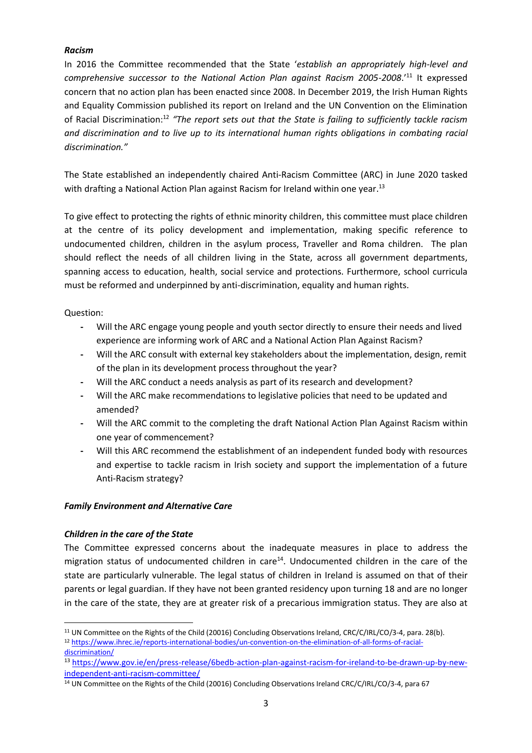### *Racism*

In 2016 the Committee recommended that the State '*establish an appropriately high-level and comprehensive successor to the National Action Plan against Racism 2005-2008*.'[11] It expressed concern that no action plan has been enacted since 2008. In December 2019, the Irish Human Rights and Equality Commission published its report on Ireland and the UN Convention on the Elimination of Racial Discrimination:[12] *"The report sets out that the State is failing to sufficiently tackle racism and discrimination and to live up to its international human rights obligations in combating racial discrimination."*

The State established an independently chaired Anti-Racism Committee (ARC) in June 2020 tasked with drafting a National Action Plan against Racism for Ireland within one year.[13]

To give effect to protecting the rights of ethnic minority children, this committee must place children at the centre of its policy development and implementation, making specific reference to undocumented children, children in the asylum process, Traveller and Roma children. The plan should reflect the needs of all children living in the State, across all government departments, spanning access to education, health, social service and protections. Furthermore, school curricula must be reformed and underpinned by anti-discrimination, equality and human rights.

Question:

- Will the ARC engage young people and youth sector directly to ensure their needs and lived experience are informing work of ARC and a National Action Plan Against Racism?
- Will the ARC consult with external key stakeholders about the implementation, design, remit of the plan in its development process throughout the year?
- Will the ARC conduct a needs analysis as part of its research and development?
- Will the ARC make recommendations to legislative policies that need to be updated and amended?
- Will the ARC commit to the completing the draft National Action Plan Against Racism within one year of commencement?
- Will this ARC recommend the establishment of an independent funded body with resources and expertise to tackle racism in Irish society and support the implementation of a future Anti-Racism strategy?

### *Family Environment and Alternative Care*

### *Children in the care of the State*

The Committee expressed concerns about the inadequate measures in place to address the migration status of undocumented children in care[14]. Undocumented children in the care of the state are particularly vulnerable. The legal status of children in Ireland is assumed on that of their parents or legal guardian. If they have not been granted residency upon turning 18 and are no longer in the care of the state, they are at greater risk of a precarious immigration status. They are also at

---

[11] UN Committee on the Rights of the Child (20016) Concluding Observations Ireland, CRC/C/IRL/CO/3-4, para. 28(b).

[12] https://www.ihrec.ie/reports-international-bodies/un-convention-on-the-elimination-of-all-forms-of-racial-discrimination/

[13] https://www.gov.ie/en/press-release/6bedb-action-plan-against-racism-for-ireland-to-be-drawn-up-by-new-independent-anti-racism-committee/

[14] UN Committee on the Rights of the Child (20016) Concluding Observations Ireland CRC/C/IRL/CO/3-4, para 67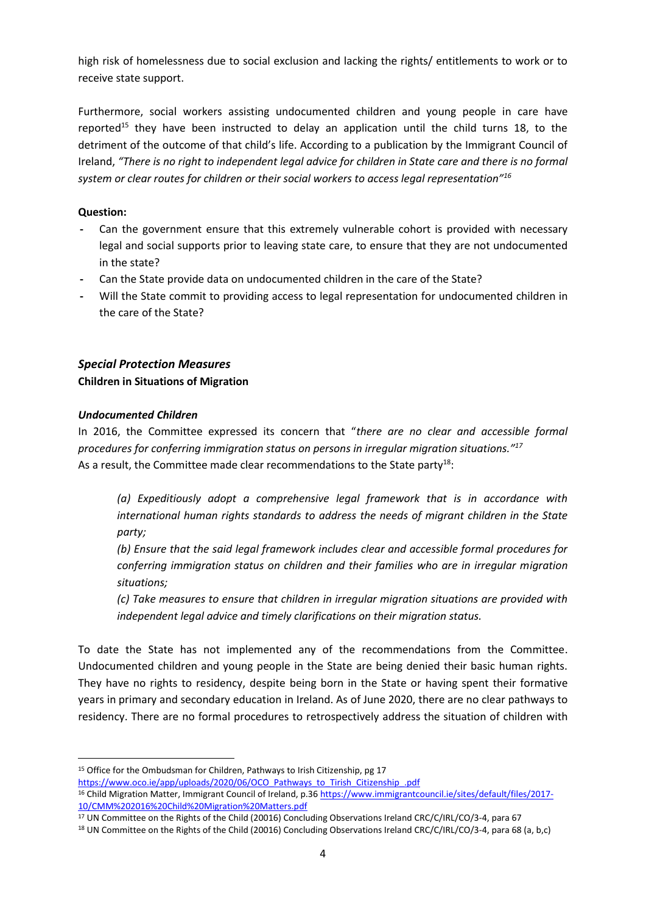high risk of homelessness due to social exclusion and lacking the rights/ entitlements to work or to receive state support.

Furthermore, social workers assisting undocumented children and young people in care have reported[15] they have been instructed to delay an application until the child turns 18, to the detriment of the outcome of that child's life. According to a publication by the Immigrant Council of Ireland, *"There is no right to independent legal advice for children in State care and there is no formal system or clear routes for children or their social workers to access legal representation"*[16]

**Question:**

- Can the government ensure that this extremely vulnerable cohort is provided with necessary legal and social supports prior to leaving state care, to ensure that they are not undocumented in the state?
- Can the State provide data on undocumented children in the care of the State?
- Will the State commit to providing access to legal representation for undocumented children in the care of the State?

### *Special Protection Measures*

**Children in Situations of Migration**

#### *Undocumented Children*

In 2016, the Committee expressed its concern that "*there are no clear and accessible formal procedures for conferring immigration status on persons in irregular migration situations."*[17]
As a result, the Committee made clear recommendations to the State party[18]:

> *(a) Expeditiously adopt a comprehensive legal framework that is in accordance with international human rights standards to address the needs of migrant children in the State party;*
>
> *(b) Ensure that the said legal framework includes clear and accessible formal procedures for conferring immigration status on children and their families who are in irregular migration situations;*
>
> *(c) Take measures to ensure that children in irregular migration situations are provided with independent legal advice and timely clarifications on their migration status.*

To date the State has not implemented any of the recommendations from the Committee. Undocumented children and young people in the State are being denied their basic human rights. They have no rights to residency, despite being born in the State or having spent their formative years in primary and secondary education in Ireland. As of June 2020, there are no clear pathways to residency. There are no formal procedures to retrospectively address the situation of children with

---

[15] Office for the Ombudsman for Children, Pathways to Irish Citizenship, pg 17 https://www.oco.ie/app/uploads/2020/06/OCO_Pathways_to_Tirish_Citizenship_.pdf

[16] Child Migration Matter, Immigrant Council of Ireland, p.36 https://www.immigrantcouncil.ie/sites/default/files/2017-10/CMM%202016%20Child%20Migration%20Matters.pdf

[17] UN Committee on the Rights of the Child (20016) Concluding Observations Ireland CRC/C/IRL/CO/3-4, para 67

[18] UN Committee on the Rights of the Child (20016) Concluding Observations Ireland CRC/C/IRL/CO/3-4, para 68 (a, b,c)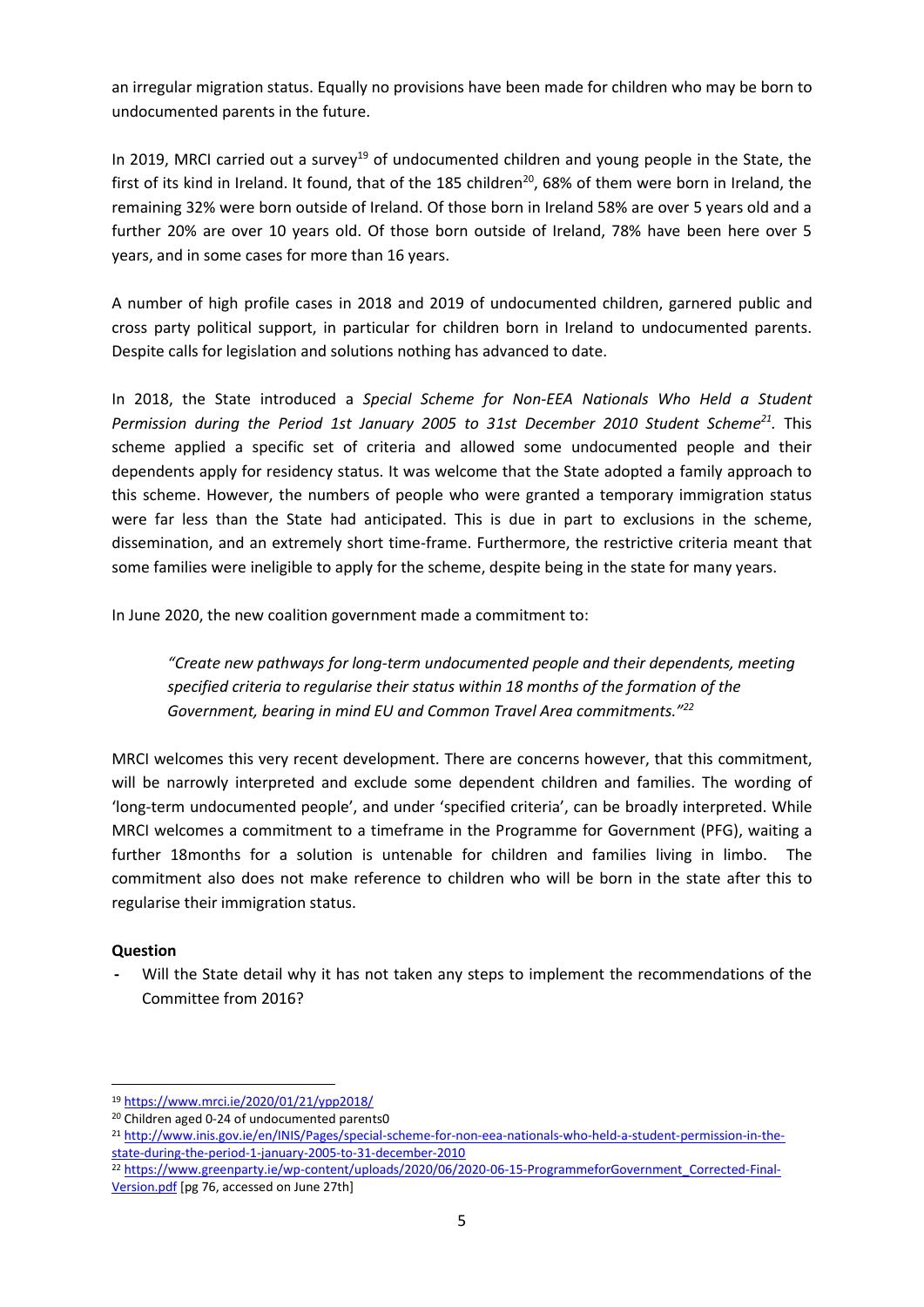an irregular migration status. Equally no provisions have been made for children who may be born to undocumented parents in the future.

In 2019, MRCI carried out a survey[19] of undocumented children and young people in the State, the first of its kind in Ireland. It found, that of the 185 children[20], 68% of them were born in Ireland, the remaining 32% were born outside of Ireland. Of those born in Ireland 58% are over 5 years old and a further 20% are over 10 years old. Of those born outside of Ireland, 78% have been here over 5 years, and in some cases for more than 16 years.

A number of high profile cases in 2018 and 2019 of undocumented children, garnered public and cross party political support, in particular for children born in Ireland to undocumented parents. Despite calls for legislation and solutions nothing has advanced to date.

In 2018, the State introduced a *Special Scheme for Non-EEA Nationals Who Held a Student Permission during the Period 1st January 2005 to 31st December 2010 Student Scheme*[21]. This scheme applied a specific set of criteria and allowed some undocumented people and their dependents apply for residency status. It was welcome that the State adopted a family approach to this scheme. However, the numbers of people who were granted a temporary immigration status were far less than the State had anticipated. This is due in part to exclusions in the scheme, dissemination, and an extremely short time-frame. Furthermore, the restrictive criteria meant that some families were ineligible to apply for the scheme, despite being in the state for many years.

In June 2020, the new coalition government made a commitment to:

> *"Create new pathways for long-term undocumented people and their dependents, meeting specified criteria to regularise their status within 18 months of the formation of the Government, bearing in mind EU and Common Travel Area commitments."*[22]

MRCI welcomes this very recent development. There are concerns however, that this commitment, will be narrowly interpreted and exclude some dependent children and families. The wording of 'long-term undocumented people', and under 'specified criteria', can be broadly interpreted. While MRCI welcomes a commitment to a timeframe in the Programme for Government (PFG), waiting a further 18months for a solution is untenable for children and families living in limbo. The commitment also does not make reference to children who will be born in the state after this to regularise their immigration status.

**Question**

- Will the State detail why it has not taken any steps to implement the recommendations of the Committee from 2016?

---

[19] https://www.mrci.ie/2020/01/21/ypp2018/

[20] Children aged 0-24 of undocumented parents0

[21] http://www.inis.gov.ie/en/INIS/Pages/special-scheme-for-non-eea-nationals-who-held-a-student-permission-in-the-state-during-the-period-1-january-2005-to-31-december-2010

[22] https://www.greenparty.ie/wp-content/uploads/2020/06/2020-06-15-ProgrammeforGovernment_Corrected-Final-Version.pdf [pg 76, accessed on June 27th]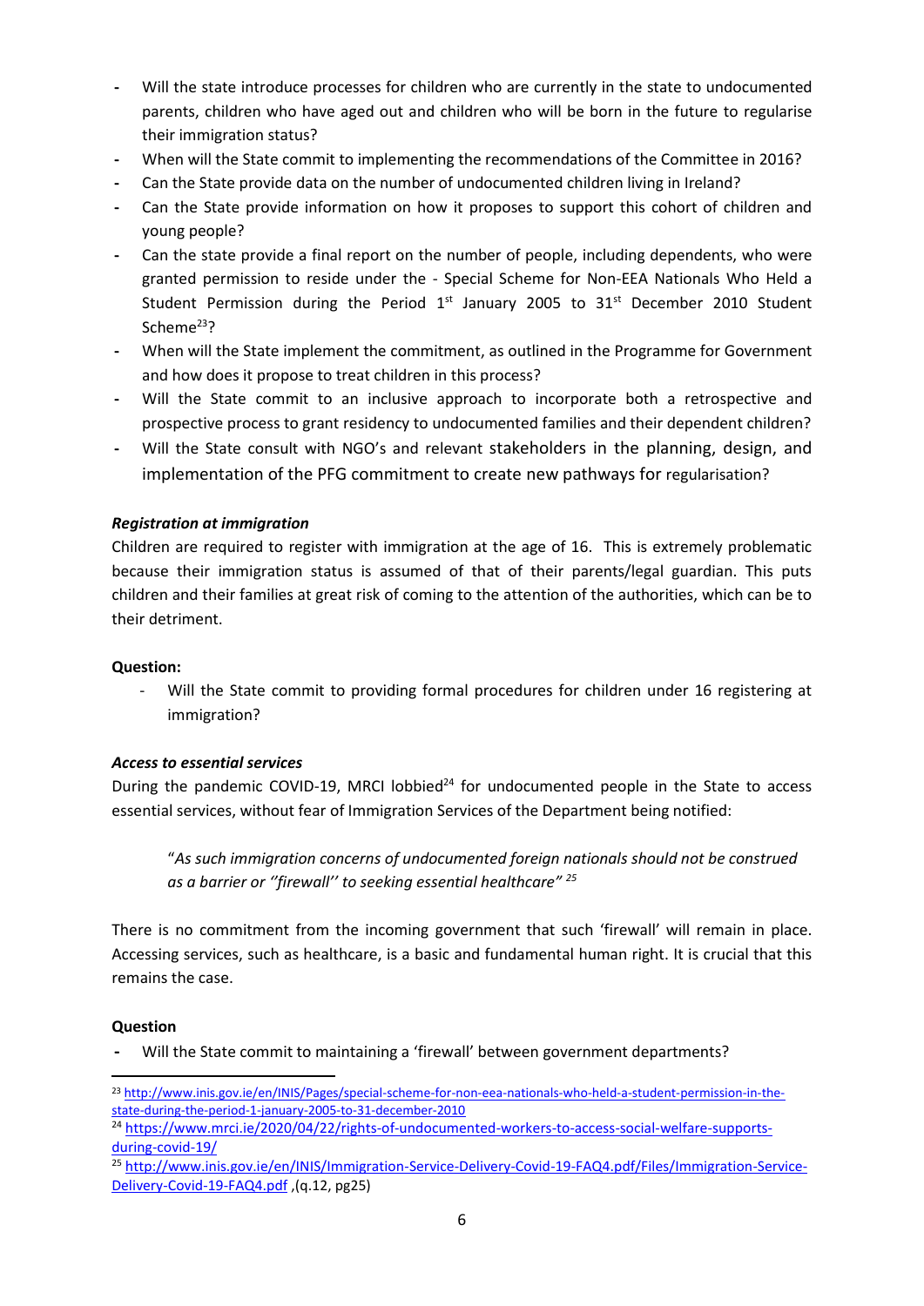- Will the state introduce processes for children who are currently in the state to undocumented parents, children who have aged out and children who will be born in the future to regularise their immigration status?
- When will the State commit to implementing the recommendations of the Committee in 2016?
- Can the State provide data on the number of undocumented children living in Ireland?
- Can the State provide information on how it proposes to support this cohort of children and young people?
- Can the state provide a final report on the number of people, including dependents, who were granted permission to reside under the - Special Scheme for Non-EEA Nationals Who Held a Student Permission during the Period 1st January 2005 to 31st December 2010 Student Scheme[23]?
- When will the State implement the commitment, as outlined in the Programme for Government and how does it propose to treat children in this process?
- Will the State commit to an inclusive approach to incorporate both a retrospective and prospective process to grant residency to undocumented families and their dependent children?
- Will the State consult with NGO's and relevant stakeholders in the planning, design, and implementation of the PFG commitment to create new pathways for regularisation?

***Registration at immigration***

Children are required to register with immigration at the age of 16. This is extremely problematic because their immigration status is assumed of that of their parents/legal guardian. This puts children and their families at great risk of coming to the attention of the authorities, which can be to their detriment.

**Question:**

- Will the State commit to providing formal procedures for children under 16 registering at immigration?

***Access to essential services***

During the pandemic COVID-19, MRCI lobbied[24] for undocumented people in the State to access essential services, without fear of Immigration Services of the Department being notified:

> "*As such immigration concerns of undocumented foreign nationals should not be construed as a barrier or ''firewall'' to seeking essential healthcare"* [25]

There is no commitment from the incoming government that such 'firewall' will remain in place. Accessing services, such as healthcare, is a basic and fundamental human right. It is crucial that this remains the case.

**Question**

- Will the State commit to maintaining a 'firewall' between government departments?

---

[23] http://www.inis.gov.ie/en/INIS/Pages/special-scheme-for-non-eea-nationals-who-held-a-student-permission-in-the-state-during-the-period-1-january-2005-to-31-december-2010

[24] https://www.mrci.ie/2020/04/22/rights-of-undocumented-workers-to-access-social-welfare-supports-during-covid-19/

[25] http://www.inis.gov.ie/en/INIS/Immigration-Service-Delivery-Covid-19-FAQ4.pdf/Files/Immigration-Service-Delivery-Covid-19-FAQ4.pdf ,(q.12, pg25)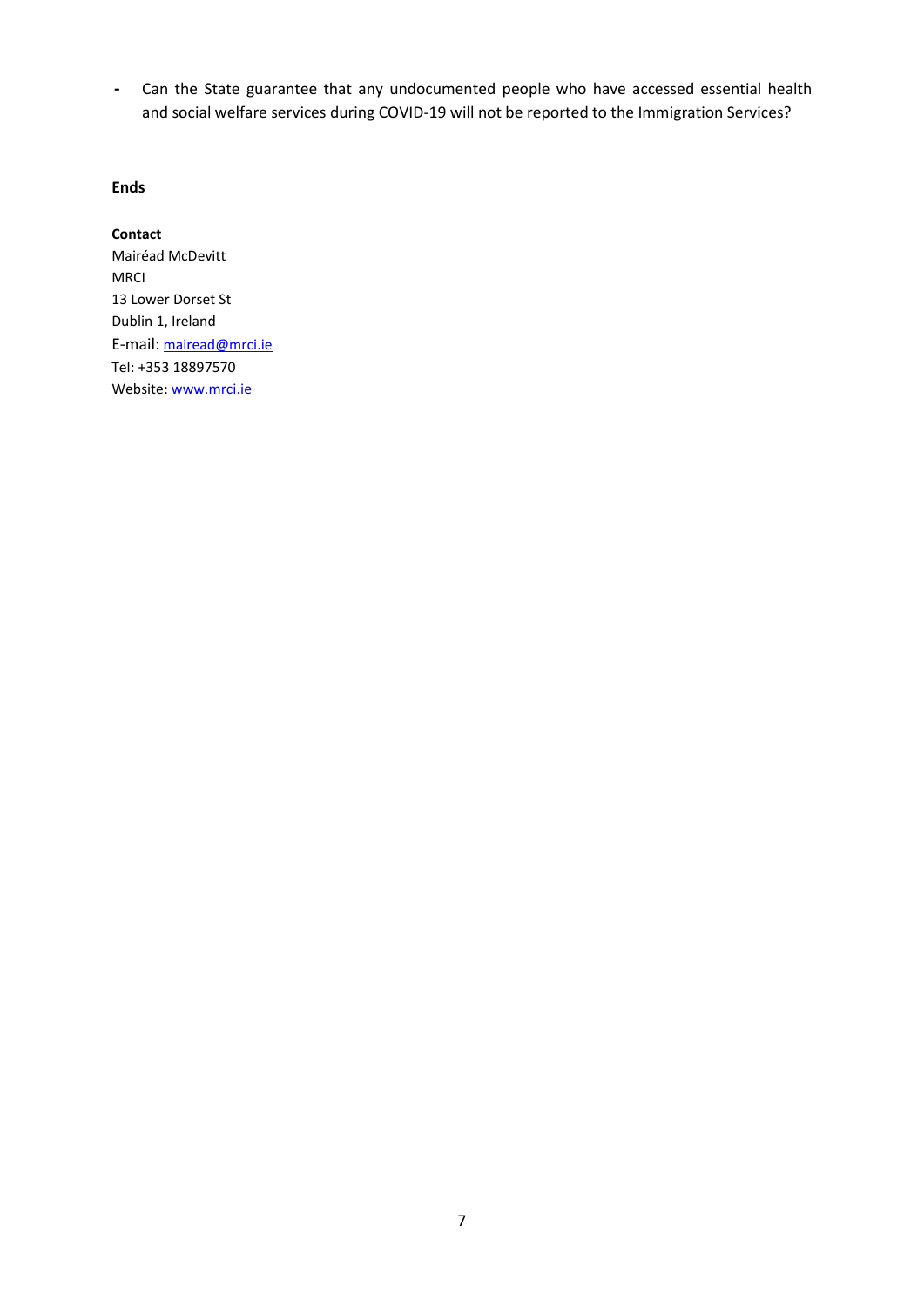- Can the State guarantee that any undocumented people who have accessed essential health and social welfare services during COVID-19 will not be reported to the Immigration Services?

**Ends**

**Contact**
Mairéad McDevitt
MRCI
13 Lower Dorset St
Dublin 1, Ireland
E-mail: mairead@mrci.ie
Tel: +353 18897570
Website: www.mrci.ie